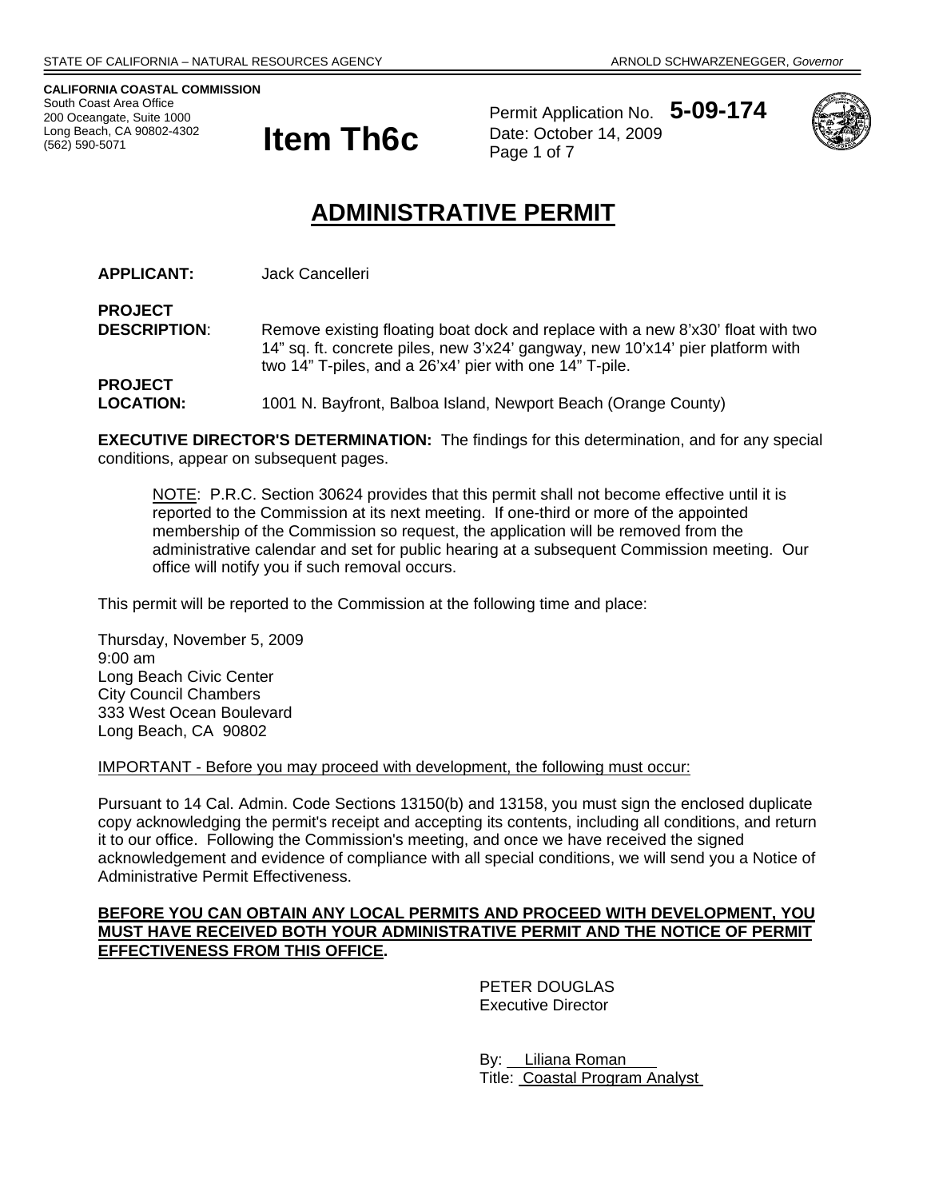STATE OF CALIFORNIA – NATURAL RESOURCES AGENCY ARNOLD SCHWARZENEGGER, *Governor*

**CALIFORNIA COASTAL COMMISSION**
South Coast Area Office
200 Oceangate, Suite 1000
Long Beach, CA 90802-4302
(562) 590-5071

# Item Th6c

Permit Application No. **5-09-174**
Date: October 14, 2009
Page 1 of 7

# ADMINISTRATIVE PERMIT

**APPLICANT:** Jack Cancelleri

**PROJECT DESCRIPTION**: Remove existing floating boat dock and replace with a new 8'x30' float with two 14" sq. ft. concrete piles, new 3'x24' gangway, new 10'x14' pier platform with two 14" T-piles, and a 26'x4' pier with one 14" T-pile.

**PROJECT LOCATION:** 1001 N. Bayfront, Balboa Island, Newport Beach (Orange County)

**EXECUTIVE DIRECTOR'S DETERMINATION:** The findings for this determination, and for any special conditions, appear on subsequent pages.

> NOTE: P.R.C. Section 30624 provides that this permit shall not become effective until it is reported to the Commission at its next meeting. If one-third or more of the appointed membership of the Commission so request, the application will be removed from the administrative calendar and set for public hearing at a subsequent Commission meeting. Our office will notify you if such removal occurs.

This permit will be reported to the Commission at the following time and place:

Thursday, November 5, 2009
9:00 am
Long Beach Civic Center
City Council Chambers
333 West Ocean Boulevard
Long Beach, CA 90802

IMPORTANT - Before you may proceed with development, the following must occur:

Pursuant to 14 Cal. Admin. Code Sections 13150(b) and 13158, you must sign the enclosed duplicate copy acknowledging the permit's receipt and accepting its contents, including all conditions, and return it to our office. Following the Commission's meeting, and once we have received the signed acknowledgement and evidence of compliance with all special conditions, we will send you a Notice of Administrative Permit Effectiveness.

**BEFORE YOU CAN OBTAIN ANY LOCAL PERMITS AND PROCEED WITH DEVELOPMENT, YOU MUST HAVE RECEIVED BOTH YOUR ADMINISTRATIVE PERMIT AND THE NOTICE OF PERMIT EFFECTIVENESS FROM THIS OFFICE.**

PETER DOUGLAS
Executive Director

By: Liliana Roman
Title: Coastal Program Analyst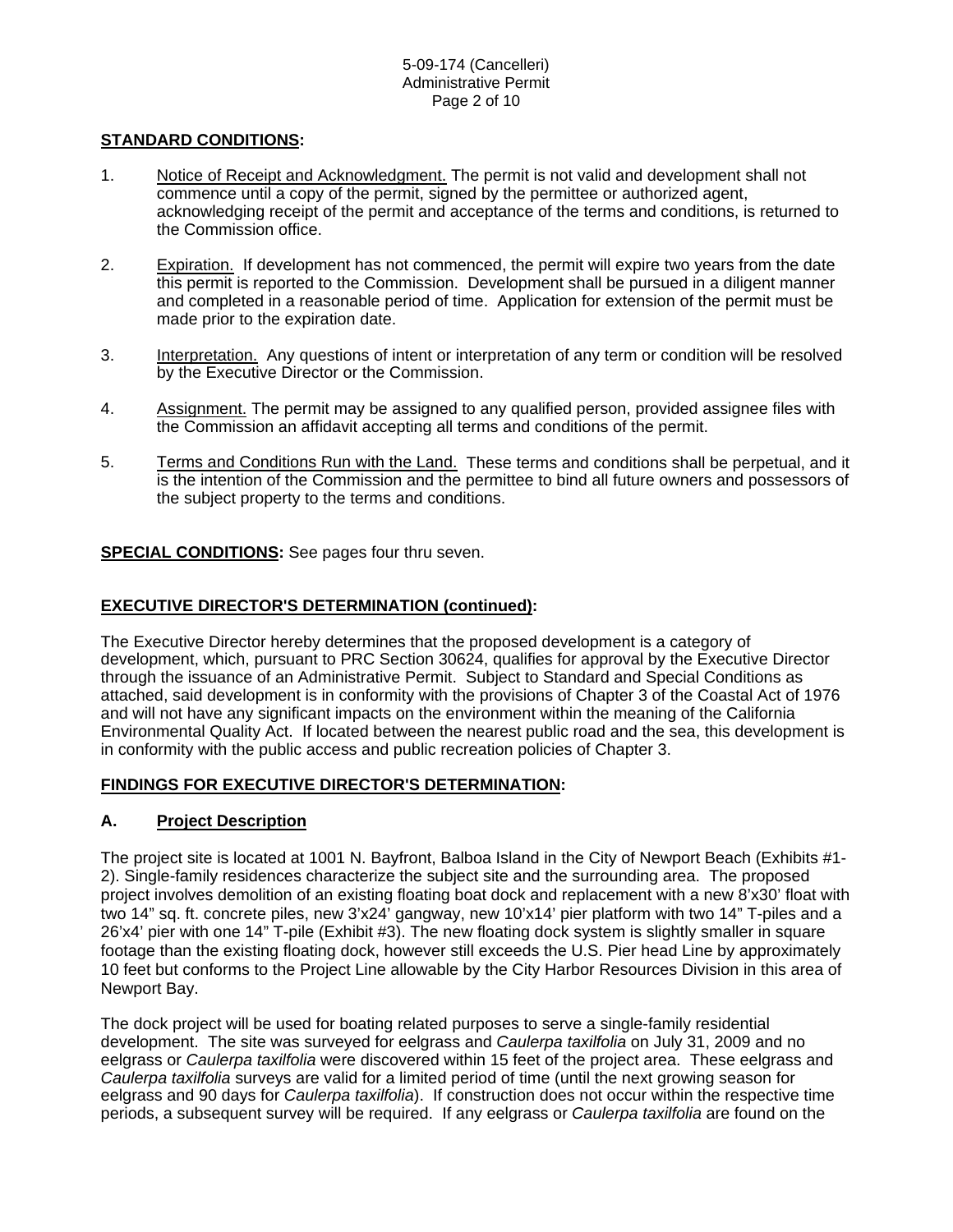**STANDARD CONDITIONS:**

1. Notice of Receipt and Acknowledgment. The permit is not valid and development shall not commence until a copy of the permit, signed by the permittee or authorized agent, acknowledging receipt of the permit and acceptance of the terms and conditions, is returned to the Commission office.

2. Expiration. If development has not commenced, the permit will expire two years from the date this permit is reported to the Commission. Development shall be pursued in a diligent manner and completed in a reasonable period of time. Application for extension of the permit must be made prior to the expiration date.

3. Interpretation. Any questions of intent or interpretation of any term or condition will be resolved by the Executive Director or the Commission.

4. Assignment. The permit may be assigned to any qualified person, provided assignee files with the Commission an affidavit accepting all terms and conditions of the permit.

5. Terms and Conditions Run with the Land. These terms and conditions shall be perpetual, and it is the intention of the Commission and the permittee to bind all future owners and possessors of the subject property to the terms and conditions.

**SPECIAL CONDITIONS:** See pages four thru seven.

**EXECUTIVE DIRECTOR'S DETERMINATION (continued):**

The Executive Director hereby determines that the proposed development is a category of development, which, pursuant to PRC Section 30624, qualifies for approval by the Executive Director through the issuance of an Administrative Permit. Subject to Standard and Special Conditions as attached, said development is in conformity with the provisions of Chapter 3 of the Coastal Act of 1976 and will not have any significant impacts on the environment within the meaning of the California Environmental Quality Act. If located between the nearest public road and the sea, this development is in conformity with the public access and public recreation policies of Chapter 3.

**FINDINGS FOR EXECUTIVE DIRECTOR'S DETERMINATION:**

## A. Project Description

The project site is located at 1001 N. Bayfront, Balboa Island in the City of Newport Beach (Exhibits #1-2). Single-family residences characterize the subject site and the surrounding area. The proposed project involves demolition of an existing floating boat dock and replacement with a new 8'x30' float with two 14" sq. ft. concrete piles, new 3'x24' gangway, new 10'x14' pier platform with two 14" T-piles and a 26'x4' pier with one 14" T-pile (Exhibit #3). The new floating dock system is slightly smaller in square footage than the existing floating dock, however still exceeds the U.S. Pier head Line by approximately 10 feet but conforms to the Project Line allowable by the City Harbor Resources Division in this area of Newport Bay.

The dock project will be used for boating related purposes to serve a single-family residential development. The site was surveyed for eelgrass and *Caulerpa taxilfolia* on July 31, 2009 and no eelgrass or *Caulerpa taxilfolia* were discovered within 15 feet of the project area. These eelgrass and *Caulerpa taxilfolia* surveys are valid for a limited period of time (until the next growing season for eelgrass and 90 days for *Caulerpa taxilfolia*). If construction does not occur within the respective time periods, a subsequent survey will be required. If any eelgrass or *Caulerpa taxilfolia* are found on the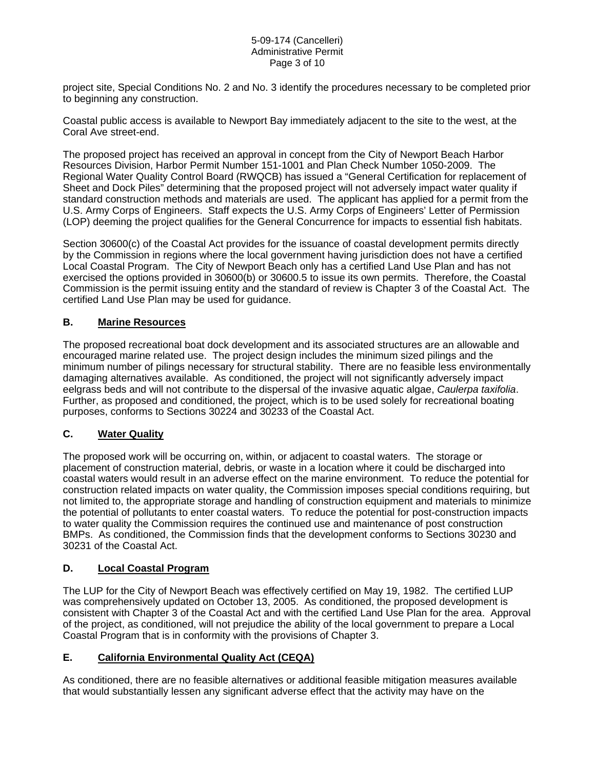project site, Special Conditions No. 2 and No. 3 identify the procedures necessary to be completed prior to beginning any construction.

Coastal public access is available to Newport Bay immediately adjacent to the site to the west, at the Coral Ave street-end.

The proposed project has received an approval in concept from the City of Newport Beach Harbor Resources Division, Harbor Permit Number 151-1001 and Plan Check Number 1050-2009. The Regional Water Quality Control Board (RWQCB) has issued a "General Certification for replacement of Sheet and Dock Piles" determining that the proposed project will not adversely impact water quality if standard construction methods and materials are used. The applicant has applied for a permit from the U.S. Army Corps of Engineers. Staff expects the U.S. Army Corps of Engineers' Letter of Permission (LOP) deeming the project qualifies for the General Concurrence for impacts to essential fish habitats.

Section 30600(c) of the Coastal Act provides for the issuance of coastal development permits directly by the Commission in regions where the local government having jurisdiction does not have a certified Local Coastal Program. The City of Newport Beach only has a certified Land Use Plan and has not exercised the options provided in 30600(b) or 30600.5 to issue its own permits. Therefore, the Coastal Commission is the permit issuing entity and the standard of review is Chapter 3 of the Coastal Act. The certified Land Use Plan may be used for guidance.

## **B. Marine Resources**

The proposed recreational boat dock development and its associated structures are an allowable and encouraged marine related use. The project design includes the minimum sized pilings and the minimum number of pilings necessary for structural stability. There are no feasible less environmentally damaging alternatives available. As conditioned, the project will not significantly adversely impact eelgrass beds and will not contribute to the dispersal of the invasive aquatic algae, *Caulerpa taxifolia*. Further, as proposed and conditioned, the project, which is to be used solely for recreational boating purposes, conforms to Sections 30224 and 30233 of the Coastal Act.

## **C. Water Quality**

The proposed work will be occurring on, within, or adjacent to coastal waters. The storage or placement of construction material, debris, or waste in a location where it could be discharged into coastal waters would result in an adverse effect on the marine environment. To reduce the potential for construction related impacts on water quality, the Commission imposes special conditions requiring, but not limited to, the appropriate storage and handling of construction equipment and materials to minimize the potential of pollutants to enter coastal waters. To reduce the potential for post-construction impacts to water quality the Commission requires the continued use and maintenance of post construction BMPs. As conditioned, the Commission finds that the development conforms to Sections 30230 and 30231 of the Coastal Act.

## **D. Local Coastal Program**

The LUP for the City of Newport Beach was effectively certified on May 19, 1982. The certified LUP was comprehensively updated on October 13, 2005. As conditioned, the proposed development is consistent with Chapter 3 of the Coastal Act and with the certified Land Use Plan for the area. Approval of the project, as conditioned, will not prejudice the ability of the local government to prepare a Local Coastal Program that is in conformity with the provisions of Chapter 3.

## **E. California Environmental Quality Act (CEQA)**

As conditioned, there are no feasible alternatives or additional feasible mitigation measures available that would substantially lessen any significant adverse effect that the activity may have on the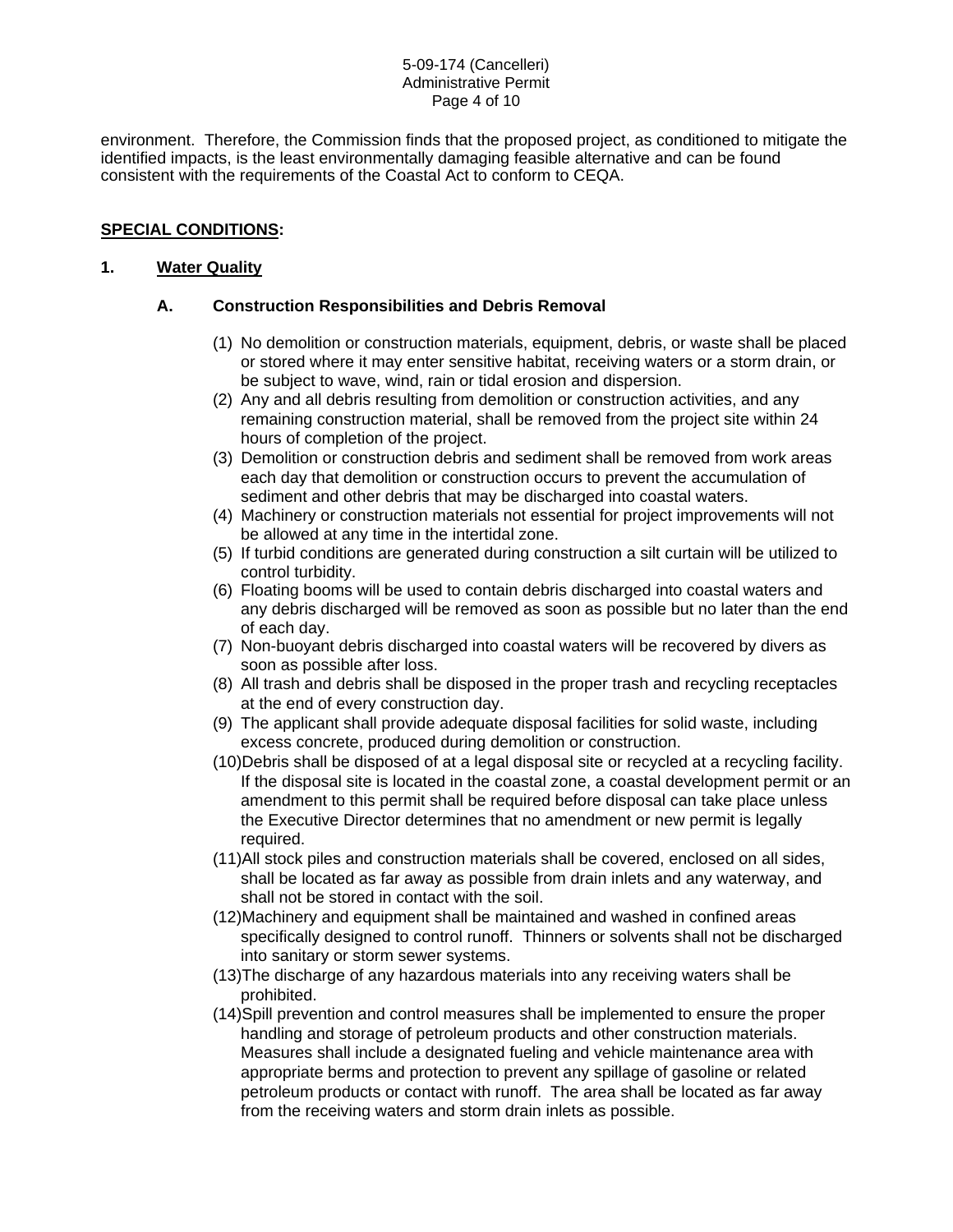environment. Therefore, the Commission finds that the proposed project, as conditioned to mitigate the identified impacts, is the least environmentally damaging feasible alternative and can be found consistent with the requirements of the Coastal Act to conform to CEQA.

## **SPECIAL CONDITIONS:**

### 1. **Water Quality**

#### A. **Construction Responsibilities and Debris Removal**

(1) No demolition or construction materials, equipment, debris, or waste shall be placed or stored where it may enter sensitive habitat, receiving waters or a storm drain, or be subject to wave, wind, rain or tidal erosion and dispersion.

(2) Any and all debris resulting from demolition or construction activities, and any remaining construction material, shall be removed from the project site within 24 hours of completion of the project.

(3) Demolition or construction debris and sediment shall be removed from work areas each day that demolition or construction occurs to prevent the accumulation of sediment and other debris that may be discharged into coastal waters.

(4) Machinery or construction materials not essential for project improvements will not be allowed at any time in the intertidal zone.

(5) If turbid conditions are generated during construction a silt curtain will be utilized to control turbidity.

(6) Floating booms will be used to contain debris discharged into coastal waters and any debris discharged will be removed as soon as possible but no later than the end of each day.

(7) Non-buoyant debris discharged into coastal waters will be recovered by divers as soon as possible after loss.

(8) All trash and debris shall be disposed in the proper trash and recycling receptacles at the end of every construction day.

(9) The applicant shall provide adequate disposal facilities for solid waste, including excess concrete, produced during demolition or construction.

(10) Debris shall be disposed of at a legal disposal site or recycled at a recycling facility. If the disposal site is located in the coastal zone, a coastal development permit or an amendment to this permit shall be required before disposal can take place unless the Executive Director determines that no amendment or new permit is legally required.

(11) All stock piles and construction materials shall be covered, enclosed on all sides, shall be located as far away as possible from drain inlets and any waterway, and shall not be stored in contact with the soil.

(12) Machinery and equipment shall be maintained and washed in confined areas specifically designed to control runoff. Thinners or solvents shall not be discharged into sanitary or storm sewer systems.

(13) The discharge of any hazardous materials into any receiving waters shall be prohibited.

(14) Spill prevention and control measures shall be implemented to ensure the proper handling and storage of petroleum products and other construction materials. Measures shall include a designated fueling and vehicle maintenance area with appropriate berms and protection to prevent any spillage of gasoline or related petroleum products or contact with runoff. The area shall be located as far away from the receiving waters and storm drain inlets as possible.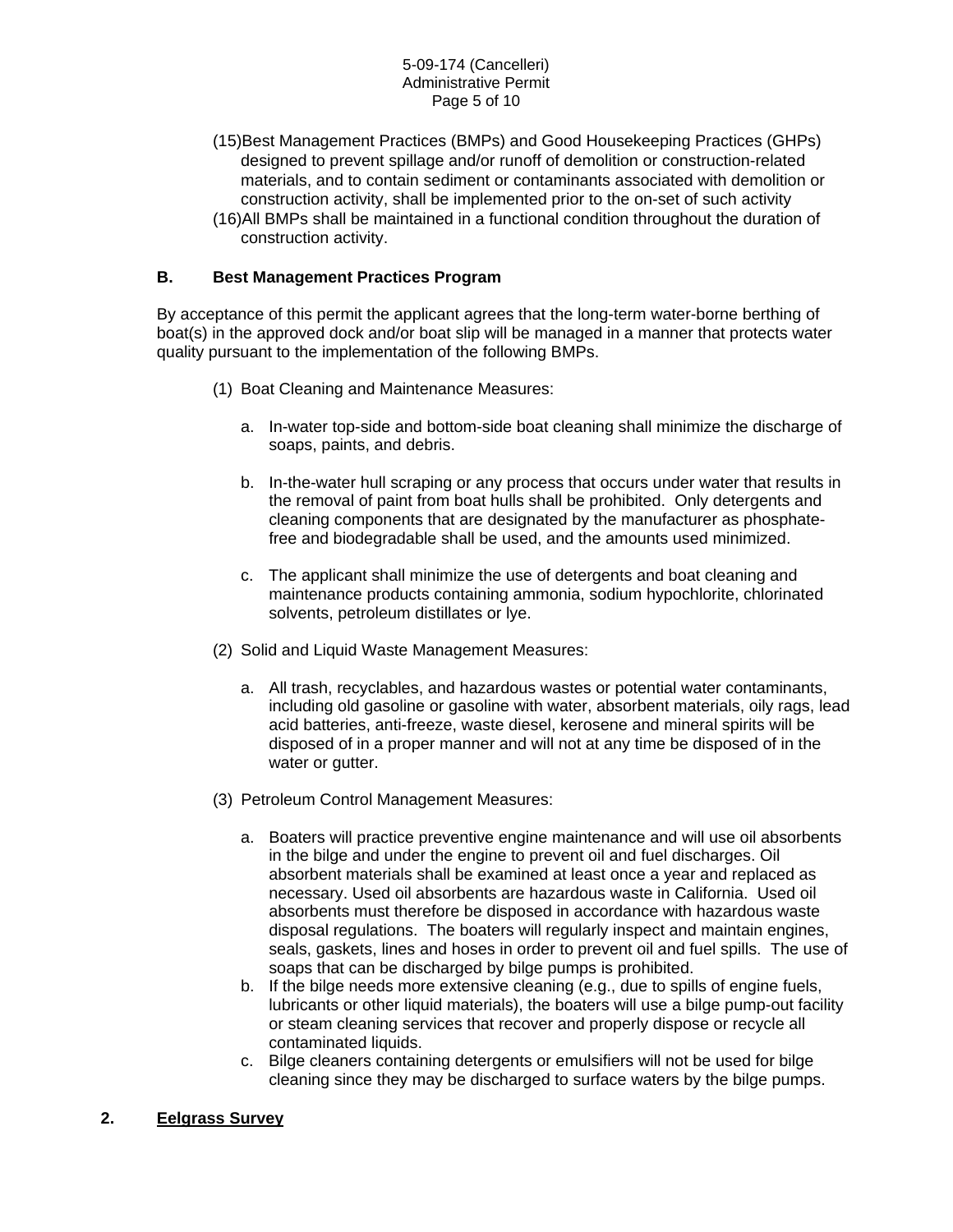(15) Best Management Practices (BMPs) and Good Housekeeping Practices (GHPs) designed to prevent spillage and/or runoff of demolition or construction-related materials, and to contain sediment or contaminants associated with demolition or construction activity, shall be implemented prior to the on-set of such activity

(16) All BMPs shall be maintained in a functional condition throughout the duration of construction activity.

### B. Best Management Practices Program

By acceptance of this permit the applicant agrees that the long-term water-borne berthing of boat(s) in the approved dock and/or boat slip will be managed in a manner that protects water quality pursuant to the implementation of the following BMPs.

(1) Boat Cleaning and Maintenance Measures:

a. In-water top-side and bottom-side boat cleaning shall minimize the discharge of soaps, paints, and debris.

b. In-the-water hull scraping or any process that occurs under water that results in the removal of paint from boat hulls shall be prohibited. Only detergents and cleaning components that are designated by the manufacturer as phosphate-free and biodegradable shall be used, and the amounts used minimized.

c. The applicant shall minimize the use of detergents and boat cleaning and maintenance products containing ammonia, sodium hypochlorite, chlorinated solvents, petroleum distillates or lye.

(2) Solid and Liquid Waste Management Measures:

a. All trash, recyclables, and hazardous wastes or potential water contaminants, including old gasoline or gasoline with water, absorbent materials, oily rags, lead acid batteries, anti-freeze, waste diesel, kerosene and mineral spirits will be disposed of in a proper manner and will not at any time be disposed of in the water or gutter.

(3) Petroleum Control Management Measures:

a. Boaters will practice preventive engine maintenance and will use oil absorbents in the bilge and under the engine to prevent oil and fuel discharges. Oil absorbent materials shall be examined at least once a year and replaced as necessary. Used oil absorbents are hazardous waste in California. Used oil absorbents must therefore be disposed in accordance with hazardous waste disposal regulations. The boaters will regularly inspect and maintain engines, seals, gaskets, lines and hoses in order to prevent oil and fuel spills. The use of soaps that can be discharged by bilge pumps is prohibited.
b. If the bilge needs more extensive cleaning (e.g., due to spills of engine fuels, lubricants or other liquid materials), the boaters will use a bilge pump-out facility or steam cleaning services that recover and properly dispose or recycle all contaminated liquids.
c. Bilge cleaners containing detergents or emulsifiers will not be used for bilge cleaning since they may be discharged to surface waters by the bilge pumps.

## 2. Eelgrass Survey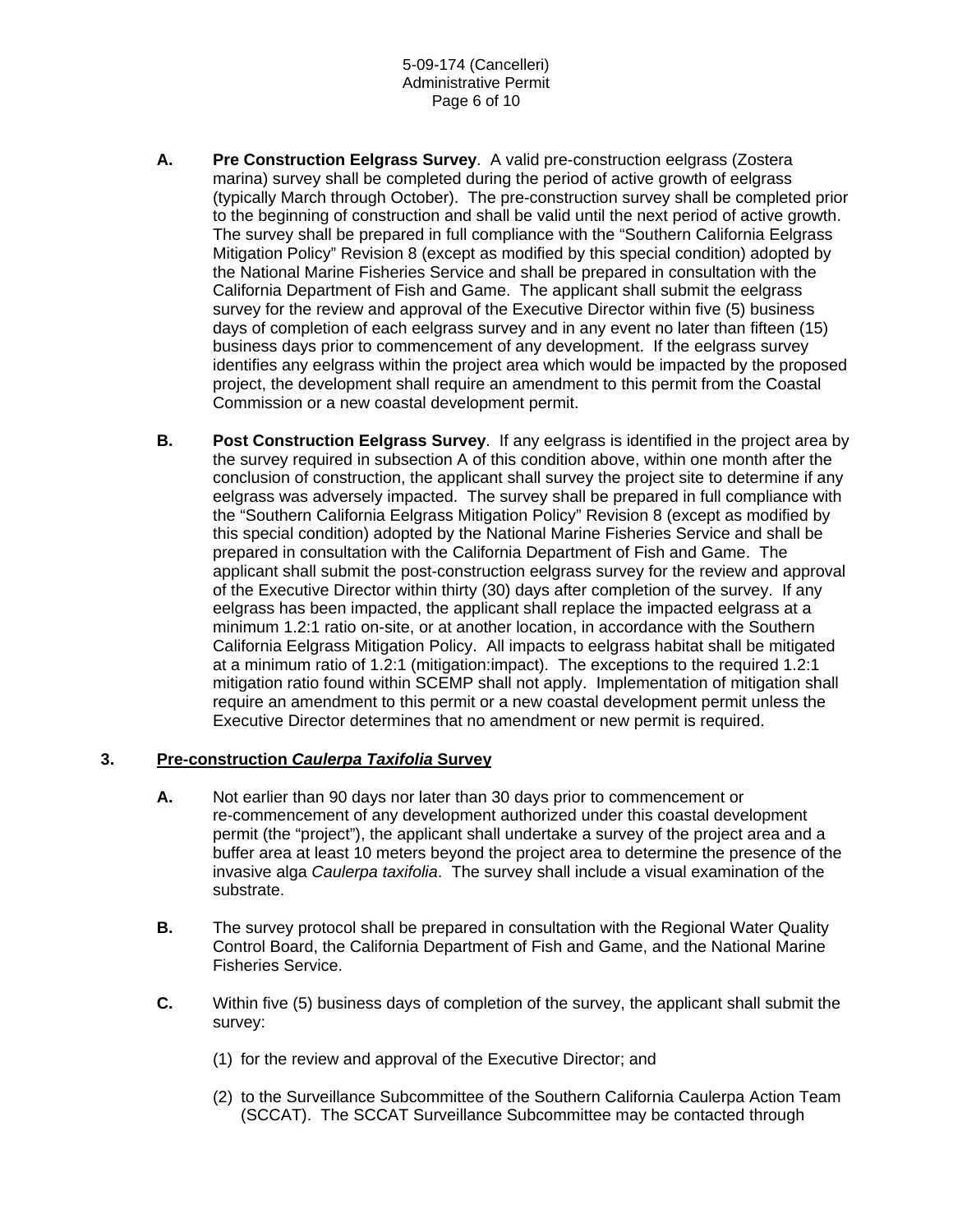**A. Pre Construction Eelgrass Survey**. A valid pre-construction eelgrass (Zostera marina) survey shall be completed during the period of active growth of eelgrass (typically March through October). The pre-construction survey shall be completed prior to the beginning of construction and shall be valid until the next period of active growth. The survey shall be prepared in full compliance with the "Southern California Eelgrass Mitigation Policy" Revision 8 (except as modified by this special condition) adopted by the National Marine Fisheries Service and shall be prepared in consultation with the California Department of Fish and Game. The applicant shall submit the eelgrass survey for the review and approval of the Executive Director within five (5) business days of completion of each eelgrass survey and in any event no later than fifteen (15) business days prior to commencement of any development. If the eelgrass survey identifies any eelgrass within the project area which would be impacted by the proposed project, the development shall require an amendment to this permit from the Coastal Commission or a new coastal development permit.

**B. Post Construction Eelgrass Survey**. If any eelgrass is identified in the project area by the survey required in subsection A of this condition above, within one month after the conclusion of construction, the applicant shall survey the project site to determine if any eelgrass was adversely impacted. The survey shall be prepared in full compliance with the "Southern California Eelgrass Mitigation Policy" Revision 8 (except as modified by this special condition) adopted by the National Marine Fisheries Service and shall be prepared in consultation with the California Department of Fish and Game. The applicant shall submit the post-construction eelgrass survey for the review and approval of the Executive Director within thirty (30) days after completion of the survey. If any eelgrass has been impacted, the applicant shall replace the impacted eelgrass at a minimum 1.2:1 ratio on-site, or at another location, in accordance with the Southern California Eelgrass Mitigation Policy. All impacts to eelgrass habitat shall be mitigated at a minimum ratio of 1.2:1 (mitigation:impact). The exceptions to the required 1.2:1 mitigation ratio found within SCEMP shall not apply. Implementation of mitigation shall require an amendment to this permit or a new coastal development permit unless the Executive Director determines that no amendment or new permit is required.

## 3. Pre-construction *Caulerpa Taxifolia* Survey

**A.** Not earlier than 90 days nor later than 30 days prior to commencement or re-commencement of any development authorized under this coastal development permit (the "project"), the applicant shall undertake a survey of the project area and a buffer area at least 10 meters beyond the project area to determine the presence of the invasive alga *Caulerpa taxifolia*. The survey shall include a visual examination of the substrate.

**B.** The survey protocol shall be prepared in consultation with the Regional Water Quality Control Board, the California Department of Fish and Game, and the National Marine Fisheries Service.

**C.** Within five (5) business days of completion of the survey, the applicant shall submit the survey:

(1) for the review and approval of the Executive Director; and

(2) to the Surveillance Subcommittee of the Southern California Caulerpa Action Team (SCCAT). The SCCAT Surveillance Subcommittee may be contacted through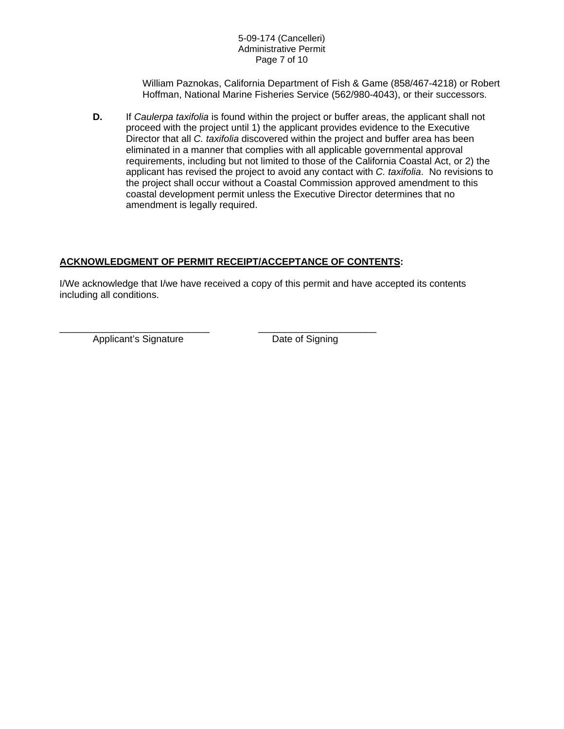William Paznokas, California Department of Fish & Game (858/467-4218) or Robert Hoffman, National Marine Fisheries Service (562/980-4043), or their successors.

**D.** If *Caulerpa taxifolia* is found within the project or buffer areas, the applicant shall not proceed with the project until 1) the applicant provides evidence to the Executive Director that all *C. taxifolia* discovered within the project and buffer area has been eliminated in a manner that complies with all applicable governmental approval requirements, including but not limited to those of the California Coastal Act, or 2) the applicant has revised the project to avoid any contact with *C. taxifolia*. No revisions to the project shall occur without a Coastal Commission approved amendment to this coastal development permit unless the Executive Director determines that no amendment is legally required.

**ACKNOWLEDGMENT OF PERMIT RECEIPT/ACCEPTANCE OF CONTENTS:**

I/We acknowledge that I/we have received a copy of this permit and have accepted its contents including all conditions.

\_\_\_\_\_\_\_\_\_\_\_\_\_\_\_\_\_\_\_\_\_\_\_\_\_\_\_\_ &nbsp;&nbsp;&nbsp;&nbsp; \_\_\_\_\_\_\_\_\_\_\_\_\_\_\_\_\_\_\_\_\_\_
Applicant's Signature &nbsp;&nbsp;&nbsp;&nbsp; Date of Signing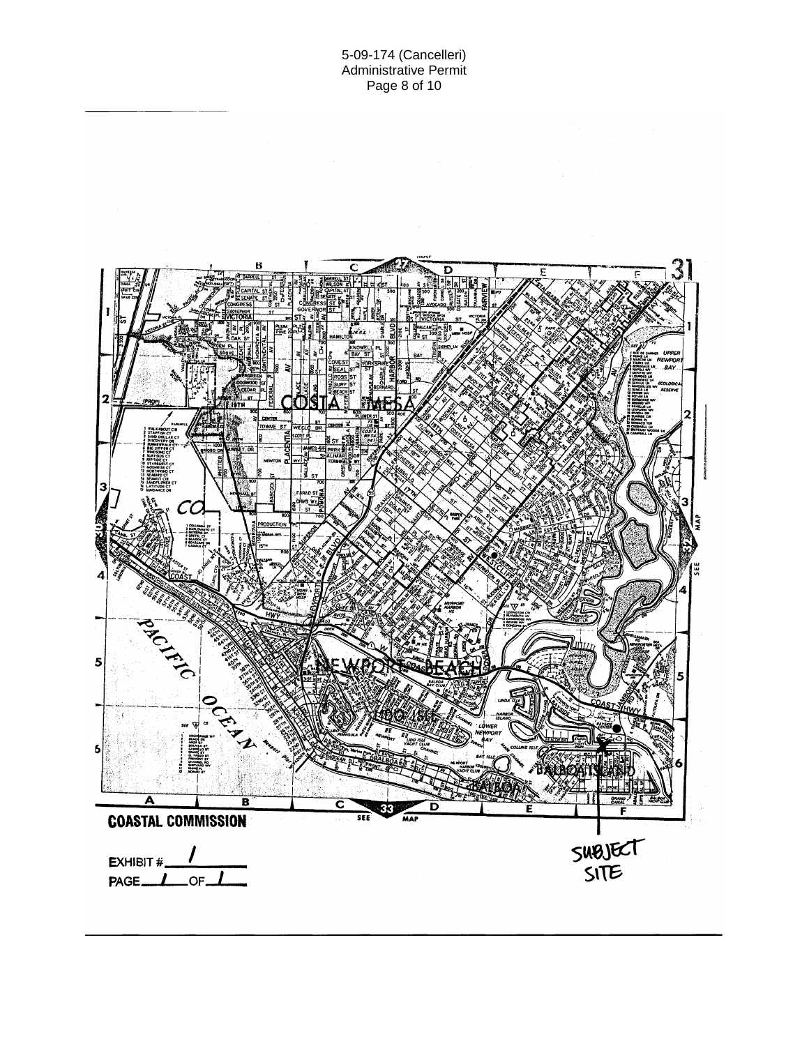COASTAL COMMISSION

EXHIBIT # 1

PAGE 1 OF 1

SUBJECT SITE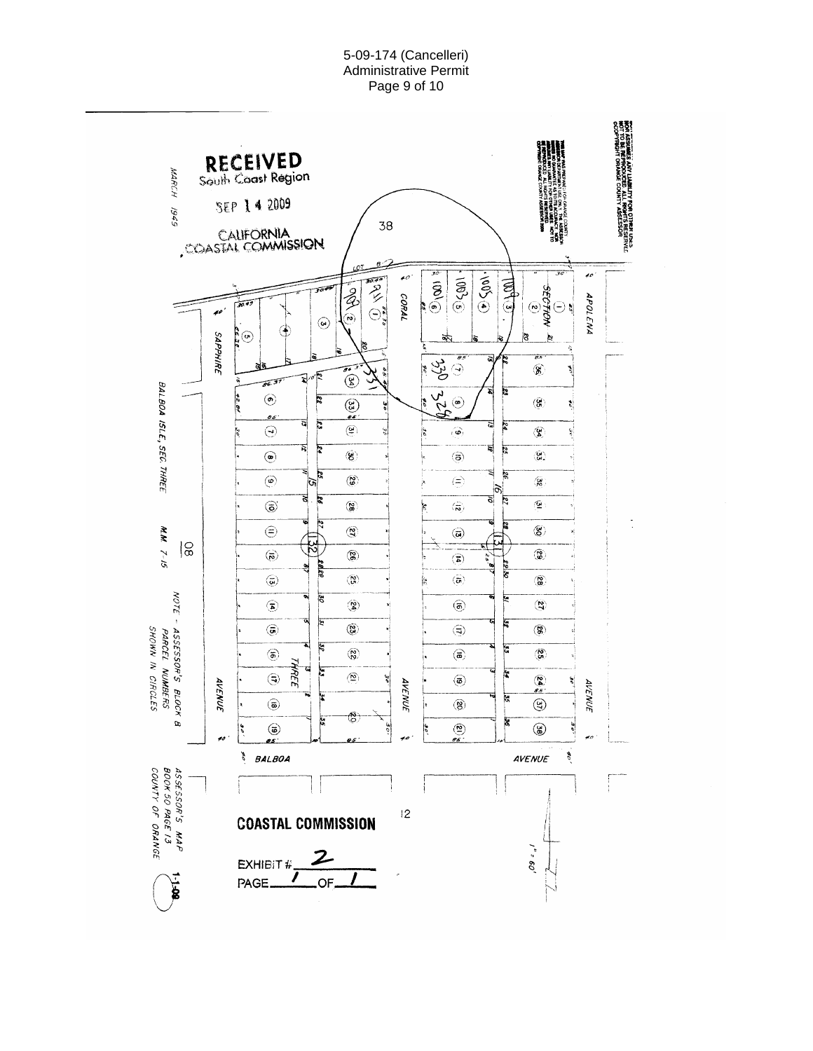RECEIVED
South Coast Region

SEP 14 2009

CALIFORNIA
COASTAL COMMISSION

MARCH 1945

BALBOA ISLE, SEC. THREE

M.M. 7-15

NOTE - ASSESSOR'S BLOCK & PARCEL NUMBERS SHOWN IN CIRCLES

ASSESSOR'S MAP
BOOK 50 PAGE 13
COUNTY OF ORANGE

SAPPHIRE AVENUE

CORAL AVENUE

APOLENA AVENUE

BALBOA AVENUE

SECTION

THREE

THIS MAP WAS PREPARED FOR ORANGE COUNTY ASSESSOR DEPT. PURPOSES ONLY. THE ASSESSOR MAKES NO GUARANTEE AS TO ITS ACCURACY NOR ASSUMES ANY LIABILITY FOR OTHER USES. NOT TO BE REPRODUCED. ALL RIGHTS RESERVED. COPYRIGHT ORANGE COUNTY ASSESSOR

1" = 60'

**COASTAL COMMISSION**

EXHIBIT # 2
PAGE 1 OF 1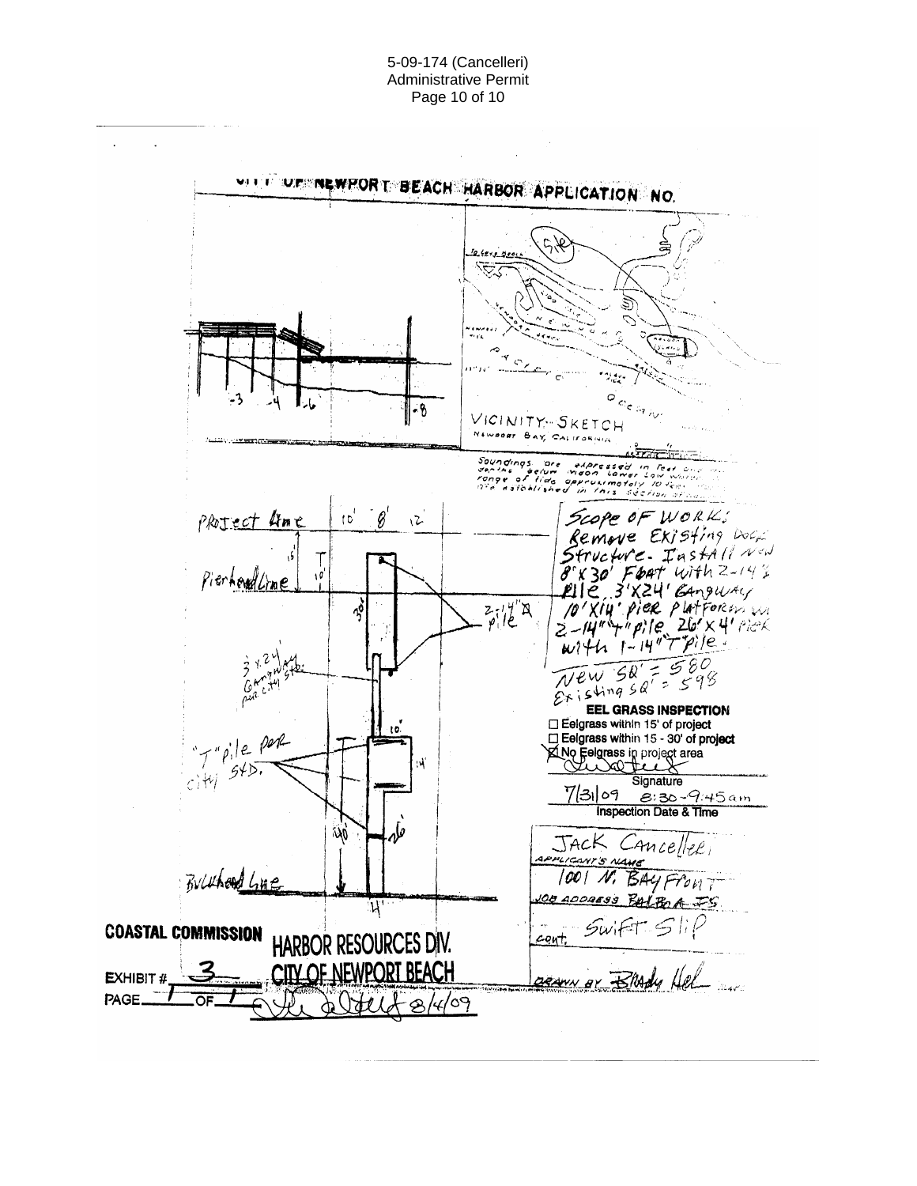CITY OF NEWPORT BEACH HARBOR APPLICATION NO.

-3 -4 -6 -8

VICINITY SKETCH

NEWPORT BAY, CALIFORNIA

Soundings are expressed in feet and denote depths below mean lower low water. Range of tide approximately 10 feet. Harbor lines are established in this section of Newport Bay.

Project Line

10' 8' 12'

15'

Pierhead Line

10'

30'

2-14" pile

3'x24' Gangway per city std.

10'

14'

"T" pile per city std.

40'

26'

Bulkhead Line

4'

Scope of Work: Remove Existing Dock Structure. Install new 8'x30' Float with 2-14" pile, 3'x24' Gangway, 10'x14' pier platform with 2-14" pile, 26'x4' pier with 1-14" T pile.

New SQ' = 580
Existing SQ' = 598

**EEL GRASS INSPECTION**

- ☐ Eelgrass within 15' of project
- ☐ Eelgrass within 15 - 30' of project
- ☒ No Eelgrass in project area

Signature

7/31/09 8:30-9:45am

Inspection Date & Time

Jack Cancelleri

APPLICANT'S NAME

1001 N. Bay Front

JOB ADDRESS Balboa IS.

CONT. Swift Slip

DRAWN BY Brady Hel

**COASTAL COMMISSION**

EXHIBIT # 3

PAGE 1 OF 1

**HARBOR RESOURCES DIV.**

**CITY OF NEWPORT BEACH**

8/4/09